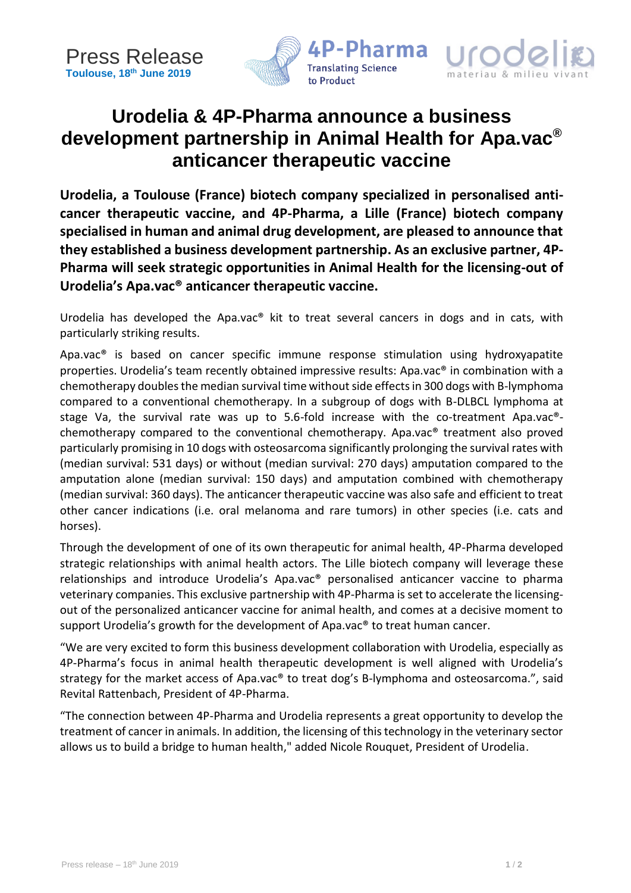Press Release
**Toulouse, 18th June 2019**

4P-Pharma
Translating Science to Product

urodelia
materiau & milieu vivant

# Urodelia & 4P-Pharma announce a business development partnership in Animal Health for Apa.vac® anticancer therapeutic vaccine

**Urodelia, a Toulouse (France) biotech company specialized in personalised anti-cancer therapeutic vaccine, and 4P-Pharma, a Lille (France) biotech company specialised in human and animal drug development, are pleased to announce that they established a business development partnership. As an exclusive partner, 4P-Pharma will seek strategic opportunities in Animal Health for the licensing-out of Urodelia's Apa.vac® anticancer therapeutic vaccine.**

Urodelia has developed the Apa.vac® kit to treat several cancers in dogs and in cats, with particularly striking results.

Apa.vac® is based on cancer specific immune response stimulation using hydroxyapatite properties. Urodelia's team recently obtained impressive results: Apa.vac® in combination with a chemotherapy doubles the median survival time without side effects in 300 dogs with B-lymphoma compared to a conventional chemotherapy. In a subgroup of dogs with B-DLBCL lymphoma at stage Va, the survival rate was up to 5.6-fold increase with the co-treatment Apa.vac®-chemotherapy compared to the conventional chemotherapy. Apa.vac® treatment also proved particularly promising in 10 dogs with osteosarcoma significantly prolonging the survival rates with (median survival: 531 days) or without (median survival: 270 days) amputation compared to the amputation alone (median survival: 150 days) and amputation combined with chemotherapy (median survival: 360 days). The anticancer therapeutic vaccine was also safe and efficient to treat other cancer indications (i.e. oral melanoma and rare tumors) in other species (i.e. cats and horses).

Through the development of one of its own therapeutic for animal health, 4P-Pharma developed strategic relationships with animal health actors. The Lille biotech company will leverage these relationships and introduce Urodelia's Apa.vac® personalised anticancer vaccine to pharma veterinary companies. This exclusive partnership with 4P-Pharma is set to accelerate the licensing-out of the personalized anticancer vaccine for animal health, and comes at a decisive moment to support Urodelia's growth for the development of Apa.vac® to treat human cancer.

"We are very excited to form this business development collaboration with Urodelia, especially as 4P-Pharma's focus in animal health therapeutic development is well aligned with Urodelia's strategy for the market access of Apa.vac® to treat dog's B-lymphoma and osteosarcoma.", said Revital Rattenbach, President of 4P-Pharma.

"The connection between 4P-Pharma and Urodelia represents a great opportunity to develop the treatment of cancer in animals. In addition, the licensing of this technology in the veterinary sector allows us to build a bridge to human health," added Nicole Rouquet, President of Urodelia.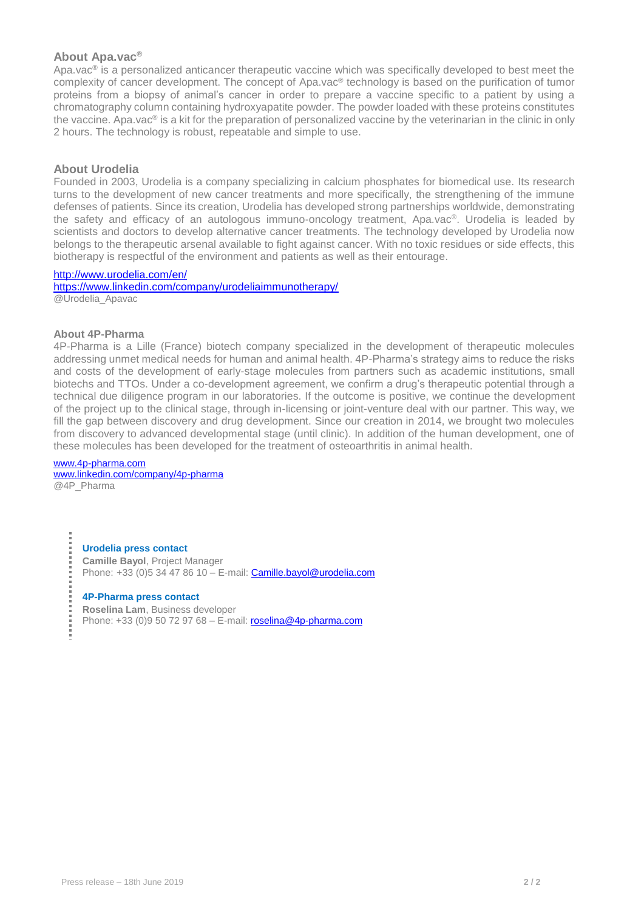## About Apa.vac®

Apa.vac® is a personalized anticancer therapeutic vaccine which was specifically developed to best meet the complexity of cancer development. The concept of Apa.vac® technology is based on the purification of tumor proteins from a biopsy of animal's cancer in order to prepare a vaccine specific to a patient by using a chromatography column containing hydroxyapatite powder. The powder loaded with these proteins constitutes the vaccine. Apa.vac® is a kit for the preparation of personalized vaccine by the veterinarian in the clinic in only 2 hours. The technology is robust, repeatable and simple to use.

## About Urodelia

Founded in 2003, Urodelia is a company specializing in calcium phosphates for biomedical use. Its research turns to the development of new cancer treatments and more specifically, the strengthening of the immune defenses of patients. Since its creation, Urodelia has developed strong partnerships worldwide, demonstrating the safety and efficacy of an autologous immuno-oncology treatment, Apa.vac®. Urodelia is leaded by scientists and doctors to develop alternative cancer treatments. The technology developed by Urodelia now belongs to the therapeutic arsenal available to fight against cancer. With no toxic residues or side effects, this biotherapy is respectful of the environment and patients as well as their entourage.

http://www.urodelia.com/en/
https://www.linkedin.com/company/urodeliaimmunotherapy/
@Urodelia_Apavac

### About 4P-Pharma

4P-Pharma is a Lille (France) biotech company specialized in the development of therapeutic molecules addressing unmet medical needs for human and animal health. 4P-Pharma's strategy aims to reduce the risks and costs of the development of early-stage molecules from partners such as academic institutions, small biotechs and TTOs. Under a co-development agreement, we confirm a drug's therapeutic potential through a technical due diligence program in our laboratories. If the outcome is positive, we continue the development of the project up to the clinical stage, through in-licensing or joint-venture deal with our partner. This way, we fill the gap between discovery and drug development. Since our creation in 2014, we brought two molecules from discovery to advanced developmental stage (until clinic). In addition of the human development, one of these molecules has been developed for the treatment of osteoarthritis in animal health.

www.4p-pharma.com
www.linkedin.com/company/4p-pharma
@4P_Pharma

**Urodelia press contact**
**Camille Bayol**, Project Manager
Phone: +33 (0)5 34 47 86 10 – E-mail: Camille.bayol@urodelia.com

**4P-Pharma press contact**
**Roselina Lam**, Business developer
Phone: +33 (0)9 50 72 97 68 – E-mail: roselina@4p-pharma.com

Press release – 18th June 2019